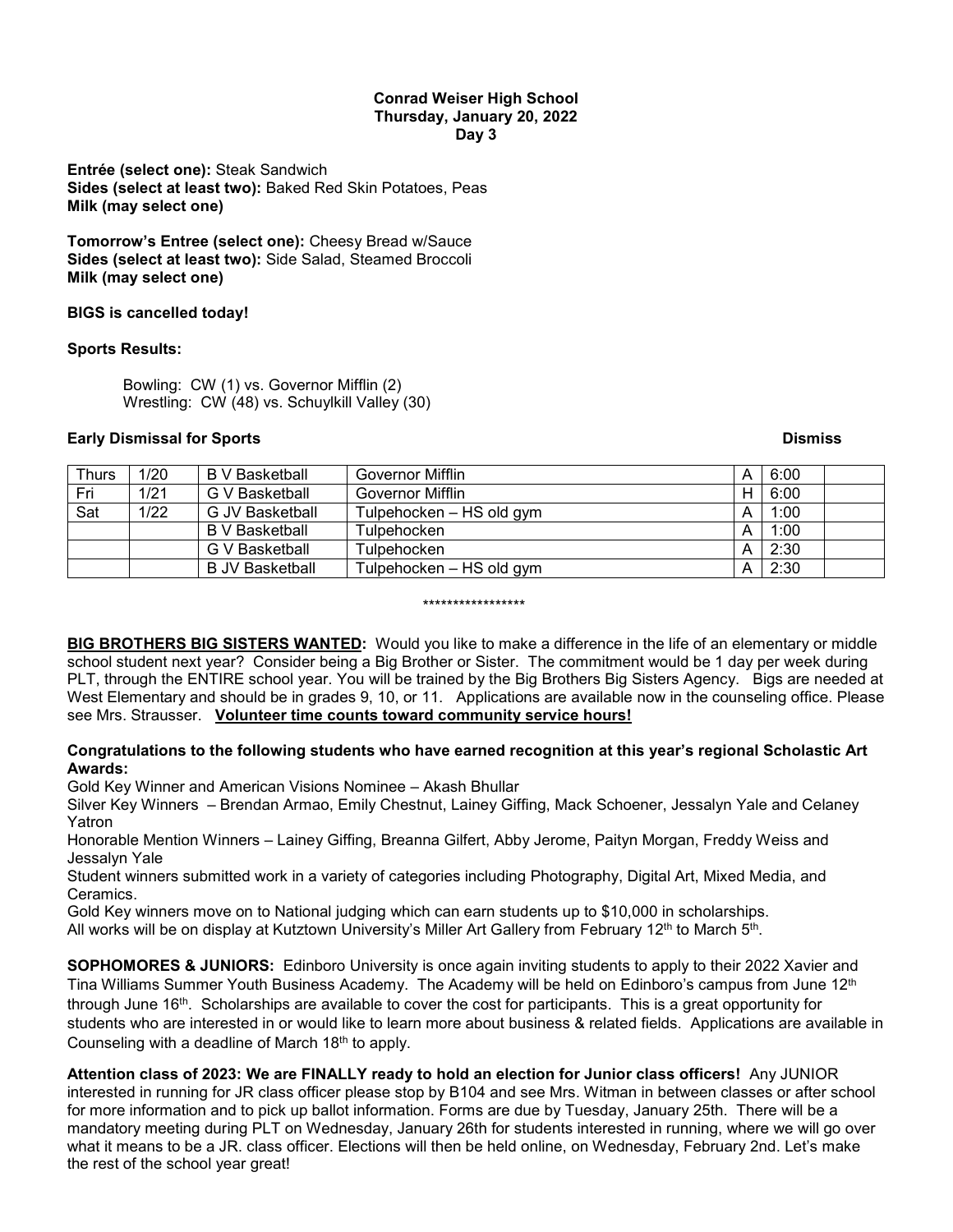**Conrad Weiser High School**
**Thursday, January 20, 2022**
**Day 3**

**Entrée (select one):** Steak Sandwich
**Sides (select at least two):** Baked Red Skin Potatoes, Peas
**Milk (may select one)**

**Tomorrow's Entree (select one):** Cheesy Bread w/Sauce
**Sides (select at least two):** Side Salad, Steamed Broccoli
**Milk (may select one)**

**BIGS is cancelled today!**

**Sports Results:**

Bowling: CW (1) vs. Governor Mifflin (2)
Wrestling: CW (48) vs. Schuylkill Valley (30)

**Early Dismissal for Sports** **Dismiss**

| | | | | | | |
|---|---|---|---|---|---|---|
| Thurs | 1/20 | B V Basketball | Governor Mifflin | A | 6:00 | |
| Fri | 1/21 | G V Basketball | Governor Mifflin | H | 6:00 | |
| Sat | 1/22 | G JV Basketball | Tulpehocken – HS old gym | A | 1:00 | |
| | | B V Basketball | Tulpehocken | A | 1:00 | |
| | | G V Basketball | Tulpehocken | A | 2:30 | |
| | | B JV Basketball | Tulpehocken – HS old gym | A | 2:30 | |

*****************

**BIG BROTHERS BIG SISTERS WANTED:** Would you like to make a difference in the life of an elementary or middle school student next year? Consider being a Big Brother or Sister. The commitment would be 1 day per week during PLT, through the ENTIRE school year. You will be trained by the Big Brothers Big Sisters Agency. Bigs are needed at West Elementary and should be in grades 9, 10, or 11. Applications are available now in the counseling office. Please see Mrs. Strausser. **Volunteer time counts toward community service hours!**

**Congratulations to the following students who have earned recognition at this year's regional Scholastic Art Awards:**

Gold Key Winner and American Visions Nominee – Akash Bhullar
Silver Key Winners – Brendan Armao, Emily Chestnut, Lainey Giffing, Mack Schoener, Jessalyn Yale and Celaney Yatron
Honorable Mention Winners – Lainey Giffing, Breanna Gilfert, Abby Jerome, Paityn Morgan, Freddy Weiss and Jessalyn Yale
Student winners submitted work in a variety of categories including Photography, Digital Art, Mixed Media, and Ceramics.
Gold Key winners move on to National judging which can earn students up to $10,000 in scholarships.
All works will be on display at Kutztown University's Miller Art Gallery from February 12th to March 5th.

**SOPHOMORES & JUNIORS:** Edinboro University is once again inviting students to apply to their 2022 Xavier and Tina Williams Summer Youth Business Academy. The Academy will be held on Edinboro's campus from June 12th through June 16th. Scholarships are available to cover the cost for participants. This is a great opportunity for students who are interested in or would like to learn more about business & related fields. Applications are available in Counseling with a deadline of March 18th to apply.

**Attention class of 2023: We are FINALLY ready to hold an election for Junior class officers!** Any JUNIOR interested in running for JR class officer please stop by B104 and see Mrs. Witman in between classes or after school for more information and to pick up ballot information. Forms are due by Tuesday, January 25th. There will be a mandatory meeting during PLT on Wednesday, January 26th for students interested in running, where we will go over what it means to be a JR. class officer. Elections will then be held online, on Wednesday, February 2nd. Let's make the rest of the school year great!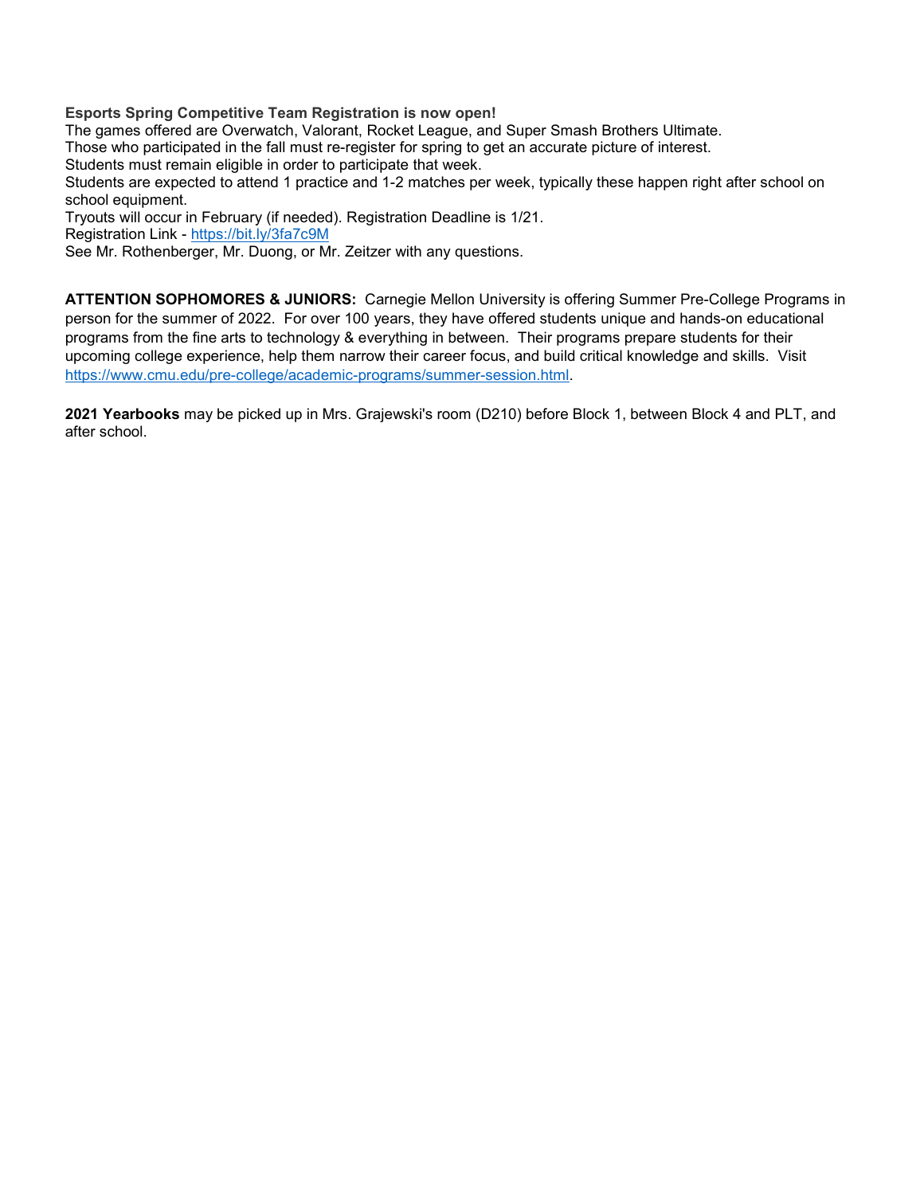**Esports Spring Competitive Team Registration is now open!**
The games offered are Overwatch, Valorant, Rocket League, and Super Smash Brothers Ultimate.
Those who participated in the fall must re-register for spring to get an accurate picture of interest.
Students must remain eligible in order to participate that week.
Students are expected to attend 1 practice and 1-2 matches per week, typically these happen right after school on school equipment.
Tryouts will occur in February (if needed). Registration Deadline is 1/21.
Registration Link - https://bit.ly/3fa7c9M
See Mr. Rothenberger, Mr. Duong, or Mr. Zeitzer with any questions.

**ATTENTION SOPHOMORES & JUNIORS:** Carnegie Mellon University is offering Summer Pre-College Programs in person for the summer of 2022. For over 100 years, they have offered students unique and hands-on educational programs from the fine arts to technology & everything in between. Their programs prepare students for their upcoming college experience, help them narrow their career focus, and build critical knowledge and skills. Visit https://www.cmu.edu/pre-college/academic-programs/summer-session.html.

**2021 Yearbooks** may be picked up in Mrs. Grajewski's room (D210) before Block 1, between Block 4 and PLT, and after school.